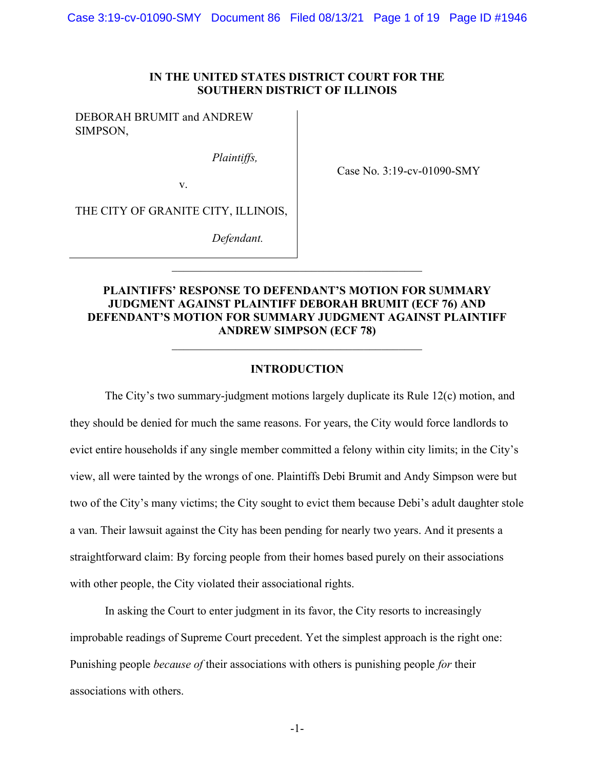**IN THE UNITED STATES DISTRICT COURT FOR THE SOUTHERN DISTRICT OF ILLINOIS**

| | |
|---|---|
| DEBORAH BRUMIT and ANDREW SIMPSON,<br><br>*Plaintiffs,*<br><br>v.<br><br>THE CITY OF GRANITE CITY, ILLINOIS,<br><br>*Defendant.* | Case No. 3:19-cv-01090-SMY |

---

**PLAINTIFFS' RESPONSE TO DEFENDANT'S MOTION FOR SUMMARY JUDGMENT AGAINST PLAINTIFF DEBORAH BRUMIT (ECF 76) AND DEFENDANT'S MOTION FOR SUMMARY JUDGMENT AGAINST PLAINTIFF ANDREW SIMPSON (ECF 78)**

---

## INTRODUCTION

The City's two summary-judgment motions largely duplicate its Rule 12(c) motion, and they should be denied for much the same reasons. For years, the City would force landlords to evict entire households if any single member committed a felony within city limits; in the City's view, all were tainted by the wrongs of one. Plaintiffs Debi Brumit and Andy Simpson were but two of the City's many victims; the City sought to evict them because Debi's adult daughter stole a van. Their lawsuit against the City has been pending for nearly two years. And it presents a straightforward claim: By forcing people from their homes based purely on their associations with other people, the City violated their associational rights.

In asking the Court to enter judgment in its favor, the City resorts to increasingly improbable readings of Supreme Court precedent. Yet the simplest approach is the right one: Punishing people *because of* their associations with others is punishing people *for* their associations with others.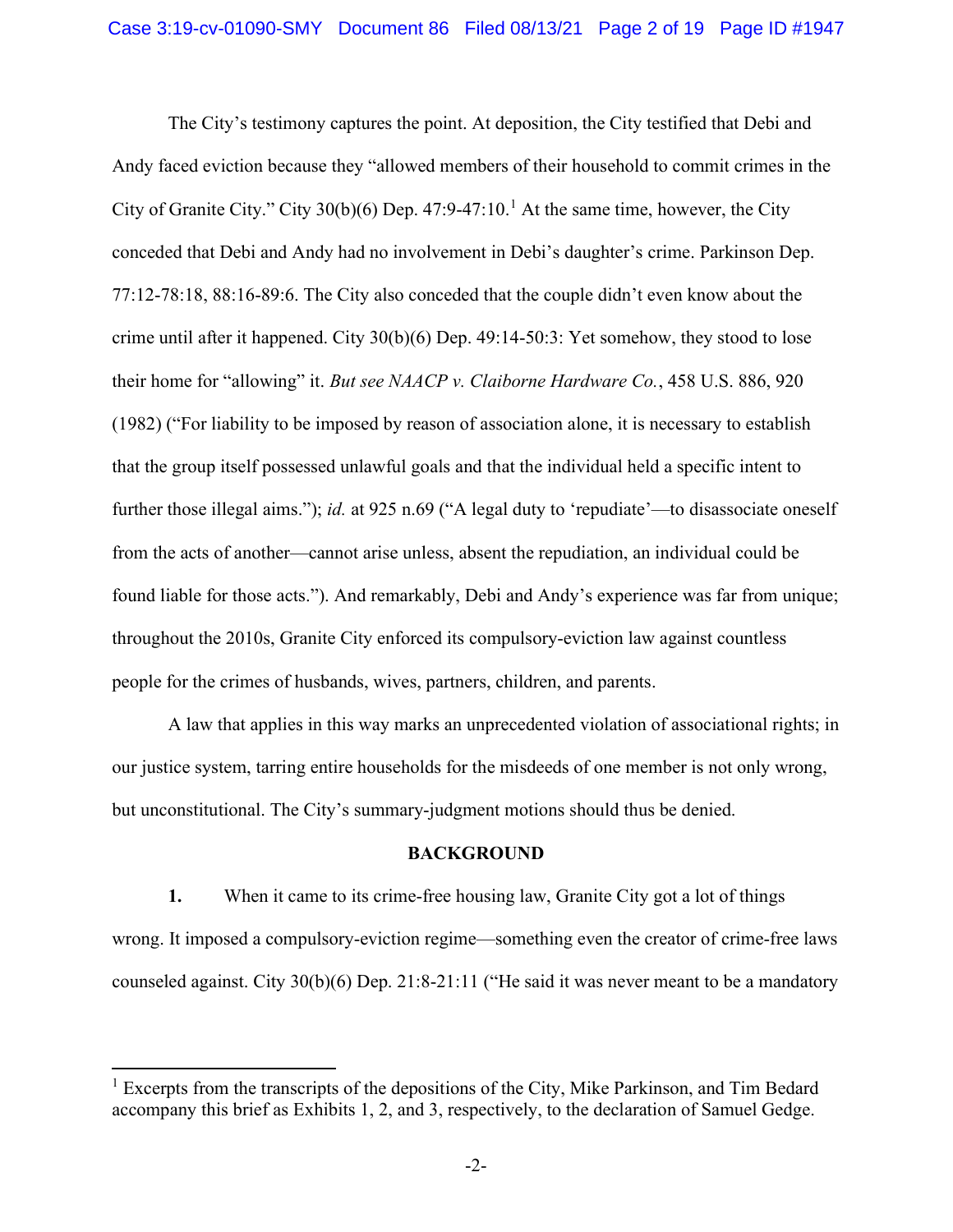The City's testimony captures the point. At deposition, the City testified that Debi and Andy faced eviction because they "allowed members of their household to commit crimes in the City of Granite City." City 30(b)(6) Dep. 47:9-47:10.[1] At the same time, however, the City conceded that Debi and Andy had no involvement in Debi's daughter's crime. Parkinson Dep. 77:12-78:18, 88:16-89:6. The City also conceded that the couple didn't even know about the crime until after it happened. City 30(b)(6) Dep. 49:14-50:3: Yet somehow, they stood to lose their home for "allowing" it. *But see NAACP v. Claiborne Hardware Co.*, 458 U.S. 886, 920 (1982) ("For liability to be imposed by reason of association alone, it is necessary to establish that the group itself possessed unlawful goals and that the individual held a specific intent to further those illegal aims."); *id.* at 925 n.69 ("A legal duty to 'repudiate'—to disassociate oneself from the acts of another—cannot arise unless, absent the repudiation, an individual could be found liable for those acts."). And remarkably, Debi and Andy's experience was far from unique; throughout the 2010s, Granite City enforced its compulsory-eviction law against countless people for the crimes of husbands, wives, partners, children, and parents.

A law that applies in this way marks an unprecedented violation of associational rights; in our justice system, tarring entire households for the misdeeds of one member is not only wrong, but unconstitutional. The City's summary-judgment motions should thus be denied.

## BACKGROUND

**1.** When it came to its crime-free housing law, Granite City got a lot of things wrong. It imposed a compulsory-eviction regime—something even the creator of crime-free laws counseled against. City 30(b)(6) Dep. 21:8-21:11 ("He said it was never meant to be a mandatory

---

[1] Excerpts from the transcripts of the depositions of the City, Mike Parkinson, and Tim Bedard accompany this brief as Exhibits 1, 2, and 3, respectively, to the declaration of Samuel Gedge.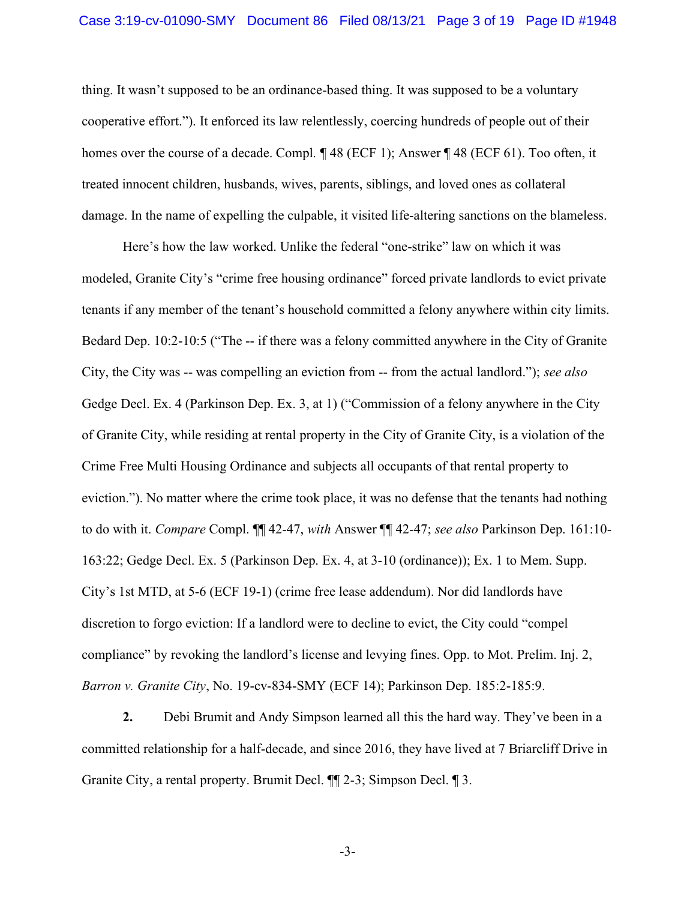thing. It wasn't supposed to be an ordinance-based thing. It was supposed to be a voluntary cooperative effort."). It enforced its law relentlessly, coercing hundreds of people out of their homes over the course of a decade. Compl. ¶ 48 (ECF 1); Answer ¶ 48 (ECF 61). Too often, it treated innocent children, husbands, wives, parents, siblings, and loved ones as collateral damage. In the name of expelling the culpable, it visited life-altering sanctions on the blameless.

Here's how the law worked. Unlike the federal "one-strike" law on which it was modeled, Granite City's "crime free housing ordinance" forced private landlords to evict private tenants if any member of the tenant's household committed a felony anywhere within city limits. Bedard Dep. 10:2-10:5 ("The -- if there was a felony committed anywhere in the City of Granite City, the City was -- was compelling an eviction from -- from the actual landlord."); *see also* Gedge Decl. Ex. 4 (Parkinson Dep. Ex. 3, at 1) ("Commission of a felony anywhere in the City of Granite City, while residing at rental property in the City of Granite City, is a violation of the Crime Free Multi Housing Ordinance and subjects all occupants of that rental property to eviction."). No matter where the crime took place, it was no defense that the tenants had nothing to do with it. *Compare* Compl. ¶¶ 42-47, *with* Answer ¶¶ 42-47; *see also* Parkinson Dep. 161:10-163:22; Gedge Decl. Ex. 5 (Parkinson Dep. Ex. 4, at 3-10 (ordinance)); Ex. 1 to Mem. Supp. City's 1st MTD, at 5-6 (ECF 19-1) (crime free lease addendum). Nor did landlords have discretion to forgo eviction: If a landlord were to decline to evict, the City could "compel compliance" by revoking the landlord's license and levying fines. Opp. to Mot. Prelim. Inj. 2, *Barron v. Granite City*, No. 19-cv-834-SMY (ECF 14); Parkinson Dep. 185:2-185:9.

**2.** Debi Brumit and Andy Simpson learned all this the hard way. They've been in a committed relationship for a half-decade, and since 2016, they have lived at 7 Briarcliff Drive in Granite City, a rental property. Brumit Decl. ¶¶ 2-3; Simpson Decl. ¶ 3.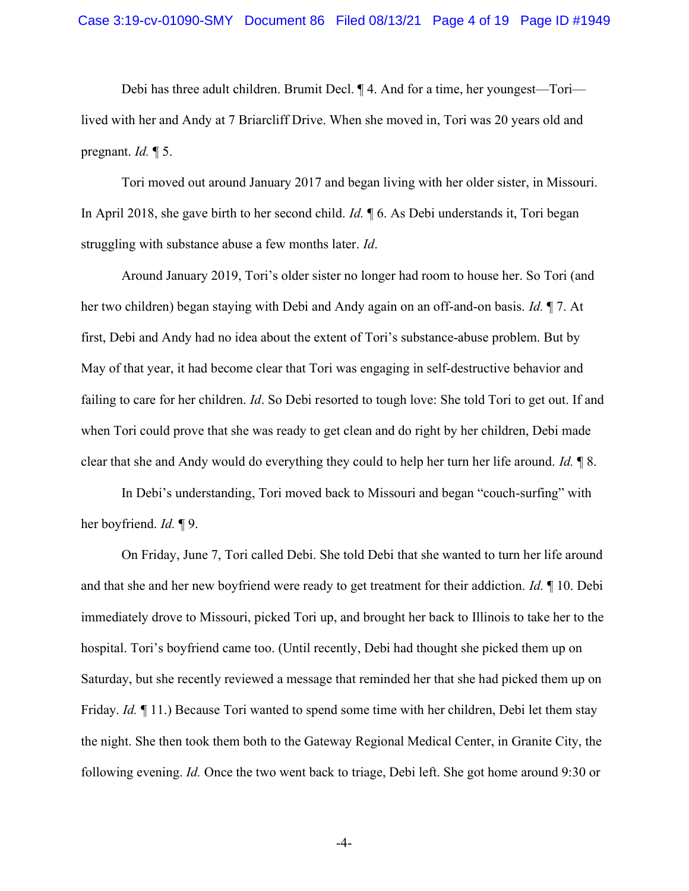Debi has three adult children. Brumit Decl. ¶ 4. And for a time, her youngest—Tori—lived with her and Andy at 7 Briarcliff Drive. When she moved in, Tori was 20 years old and pregnant. *Id.* ¶ 5.

Tori moved out around January 2017 and began living with her older sister, in Missouri. In April 2018, she gave birth to her second child. *Id.* ¶ 6. As Debi understands it, Tori began struggling with substance abuse a few months later. *Id*.

Around January 2019, Tori's older sister no longer had room to house her. So Tori (and her two children) began staying with Debi and Andy again on an off-and-on basis. *Id.* ¶ 7. At first, Debi and Andy had no idea about the extent of Tori's substance-abuse problem. But by May of that year, it had become clear that Tori was engaging in self-destructive behavior and failing to care for her children. *Id*. So Debi resorted to tough love: She told Tori to get out. If and when Tori could prove that she was ready to get clean and do right by her children, Debi made clear that she and Andy would do everything they could to help her turn her life around. *Id.* ¶ 8.

In Debi's understanding, Tori moved back to Missouri and began "couch-surfing" with her boyfriend. *Id.* ¶ 9.

On Friday, June 7, Tori called Debi. She told Debi that she wanted to turn her life around and that she and her new boyfriend were ready to get treatment for their addiction. *Id.* ¶ 10. Debi immediately drove to Missouri, picked Tori up, and brought her back to Illinois to take her to the hospital. Tori's boyfriend came too. (Until recently, Debi had thought she picked them up on Saturday, but she recently reviewed a message that reminded her that she had picked them up on Friday. *Id.* ¶ 11.) Because Tori wanted to spend some time with her children, Debi let them stay the night. She then took them both to the Gateway Regional Medical Center, in Granite City, the following evening. *Id.* Once the two went back to triage, Debi left. She got home around 9:30 or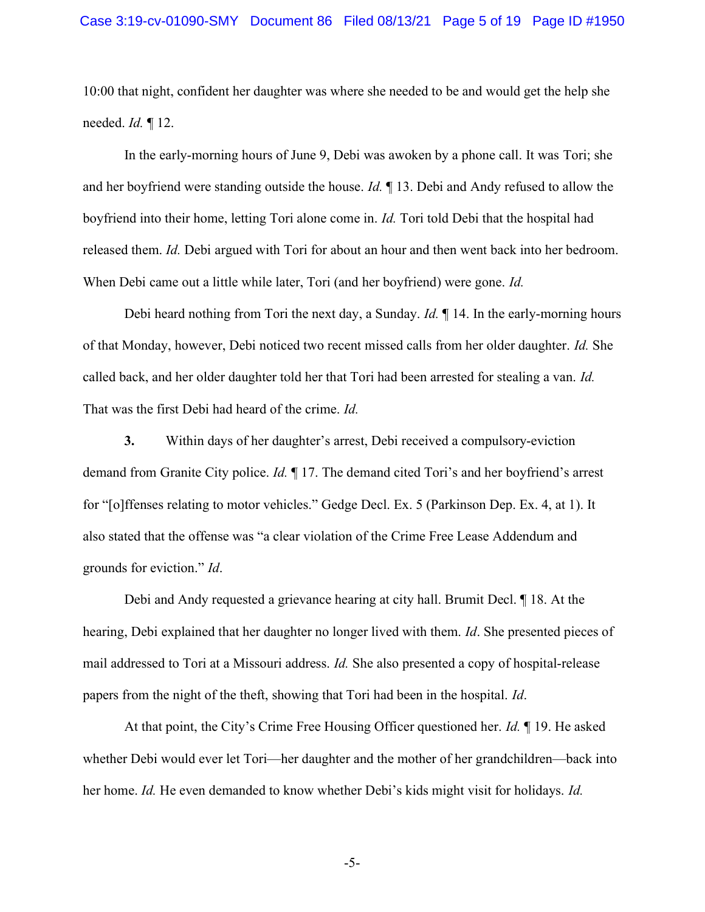10:00 that night, confident her daughter was where she needed to be and would get the help she needed. *Id.* ¶ 12.

In the early-morning hours of June 9, Debi was awoken by a phone call. It was Tori; she and her boyfriend were standing outside the house. *Id.* ¶ 13. Debi and Andy refused to allow the boyfriend into their home, letting Tori alone come in. *Id.* Tori told Debi that the hospital had released them. *Id.* Debi argued with Tori for about an hour and then went back into her bedroom. When Debi came out a little while later, Tori (and her boyfriend) were gone. *Id.*

Debi heard nothing from Tori the next day, a Sunday. *Id.* ¶ 14. In the early-morning hours of that Monday, however, Debi noticed two recent missed calls from her older daughter. *Id.* She called back, and her older daughter told her that Tori had been arrested for stealing a van. *Id.* That was the first Debi had heard of the crime. *Id.*

**3.** Within days of her daughter's arrest, Debi received a compulsory-eviction demand from Granite City police. *Id.* ¶ 17. The demand cited Tori's and her boyfriend's arrest for "[o]ffenses relating to motor vehicles." Gedge Decl. Ex. 5 (Parkinson Dep. Ex. 4, at 1). It also stated that the offense was "a clear violation of the Crime Free Lease Addendum and grounds for eviction." *Id*.

Debi and Andy requested a grievance hearing at city hall. Brumit Decl. ¶ 18. At the hearing, Debi explained that her daughter no longer lived with them. *Id*. She presented pieces of mail addressed to Tori at a Missouri address. *Id.* She also presented a copy of hospital-release papers from the night of the theft, showing that Tori had been in the hospital. *Id*.

At that point, the City's Crime Free Housing Officer questioned her. *Id.* ¶ 19. He asked whether Debi would ever let Tori—her daughter and the mother of her grandchildren—back into her home. *Id.* He even demanded to know whether Debi's kids might visit for holidays. *Id.*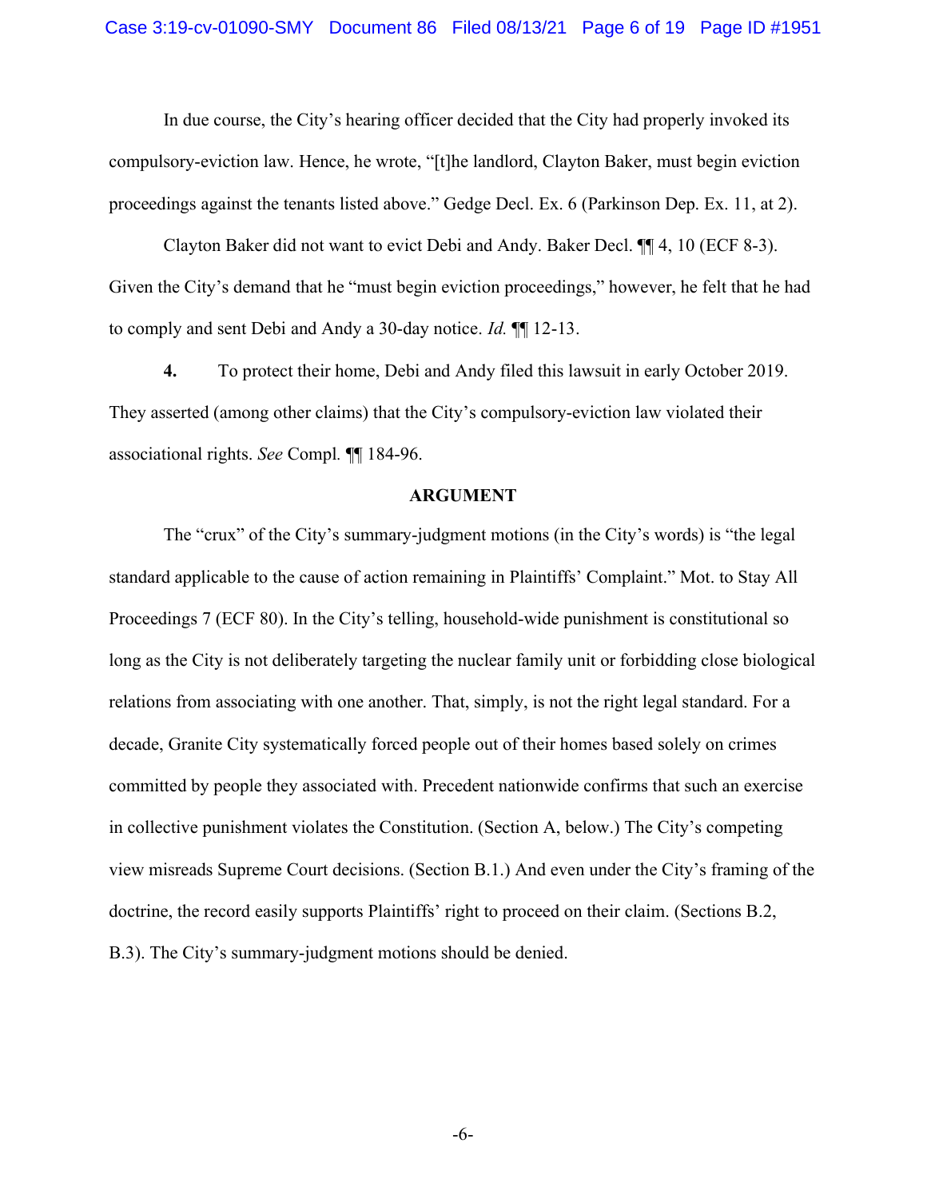In due course, the City's hearing officer decided that the City had properly invoked its compulsory-eviction law. Hence, he wrote, "[t]he landlord, Clayton Baker, must begin eviction proceedings against the tenants listed above." Gedge Decl. Ex. 6 (Parkinson Dep. Ex. 11, at 2).

Clayton Baker did not want to evict Debi and Andy. Baker Decl. ¶¶ 4, 10 (ECF 8-3). Given the City's demand that he "must begin eviction proceedings," however, he felt that he had to comply and sent Debi and Andy a 30-day notice. *Id.* ¶¶ 12-13.

**4.** To protect their home, Debi and Andy filed this lawsuit in early October 2019. They asserted (among other claims) that the City's compulsory-eviction law violated their associational rights. *See* Compl. ¶¶ 184-96.

## ARGUMENT

The "crux" of the City's summary-judgment motions (in the City's words) is "the legal standard applicable to the cause of action remaining in Plaintiffs' Complaint." Mot. to Stay All Proceedings 7 (ECF 80). In the City's telling, household-wide punishment is constitutional so long as the City is not deliberately targeting the nuclear family unit or forbidding close biological relations from associating with one another. That, simply, is not the right legal standard. For a decade, Granite City systematically forced people out of their homes based solely on crimes committed by people they associated with. Precedent nationwide confirms that such an exercise in collective punishment violates the Constitution. (Section A, below.) The City's competing view misreads Supreme Court decisions. (Section B.1.) And even under the City's framing of the doctrine, the record easily supports Plaintiffs' right to proceed on their claim. (Sections B.2, B.3). The City's summary-judgment motions should be denied.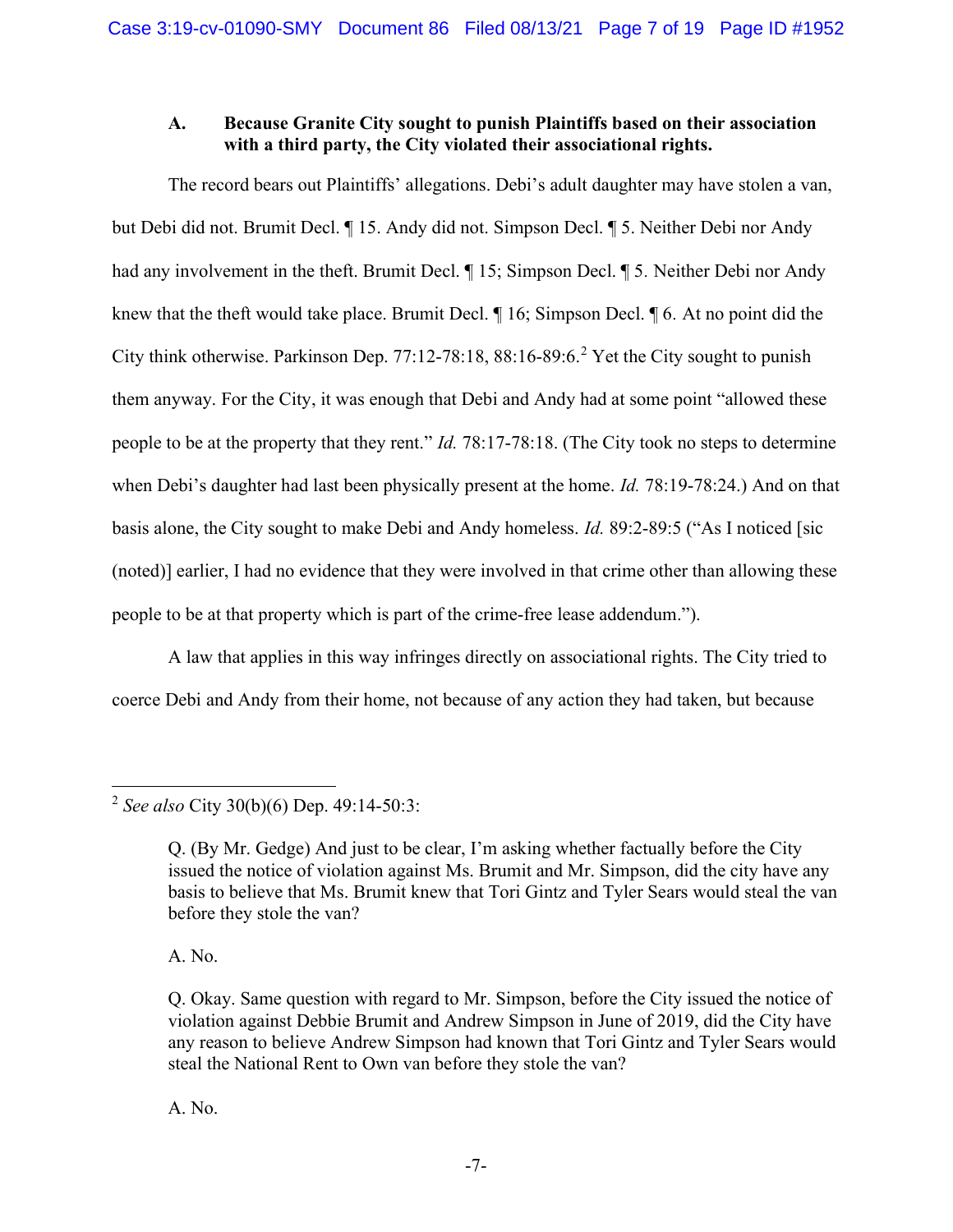### A. Because Granite City sought to punish Plaintiffs based on their association with a third party, the City violated their associational rights.

The record bears out Plaintiffs' allegations. Debi's adult daughter may have stolen a van, but Debi did not. Brumit Decl. ¶ 15. Andy did not. Simpson Decl. ¶ 5. Neither Debi nor Andy had any involvement in the theft. Brumit Decl. ¶ 15; Simpson Decl. ¶ 5. Neither Debi nor Andy knew that the theft would take place. Brumit Decl. ¶ 16; Simpson Decl. ¶ 6. At no point did the City think otherwise. Parkinson Dep. 77:12-78:18, 88:16-89:6.[2] Yet the City sought to punish them anyway. For the City, it was enough that Debi and Andy had at some point "allowed these people to be at the property that they rent." *Id.* 78:17-78:18. (The City took no steps to determine when Debi's daughter had last been physically present at the home. *Id.* 78:19-78:24.) And on that basis alone, the City sought to make Debi and Andy homeless. *Id.* 89:2-89:5 ("As I noticed [sic (noted)] earlier, I had no evidence that they were involved in that crime other than allowing these people to be at that property which is part of the crime-free lease addendum.").

A law that applies in this way infringes directly on associational rights. The City tried to coerce Debi and Andy from their home, not because of any action they had taken, but because

---

[2] *See also* City 30(b)(6) Dep. 49:14-50:3:

> Q. (By Mr. Gedge) And just to be clear, I'm asking whether factually before the City issued the notice of violation against Ms. Brumit and Mr. Simpson, did the city have any basis to believe that Ms. Brumit knew that Tori Gintz and Tyler Sears would steal the van before they stole the van?
>
> A. No.
>
> Q. Okay. Same question with regard to Mr. Simpson, before the City issued the notice of violation against Debbie Brumit and Andrew Simpson in June of 2019, did the City have any reason to believe Andrew Simpson had known that Tori Gintz and Tyler Sears would steal the National Rent to Own van before they stole the van?
>
> A. No.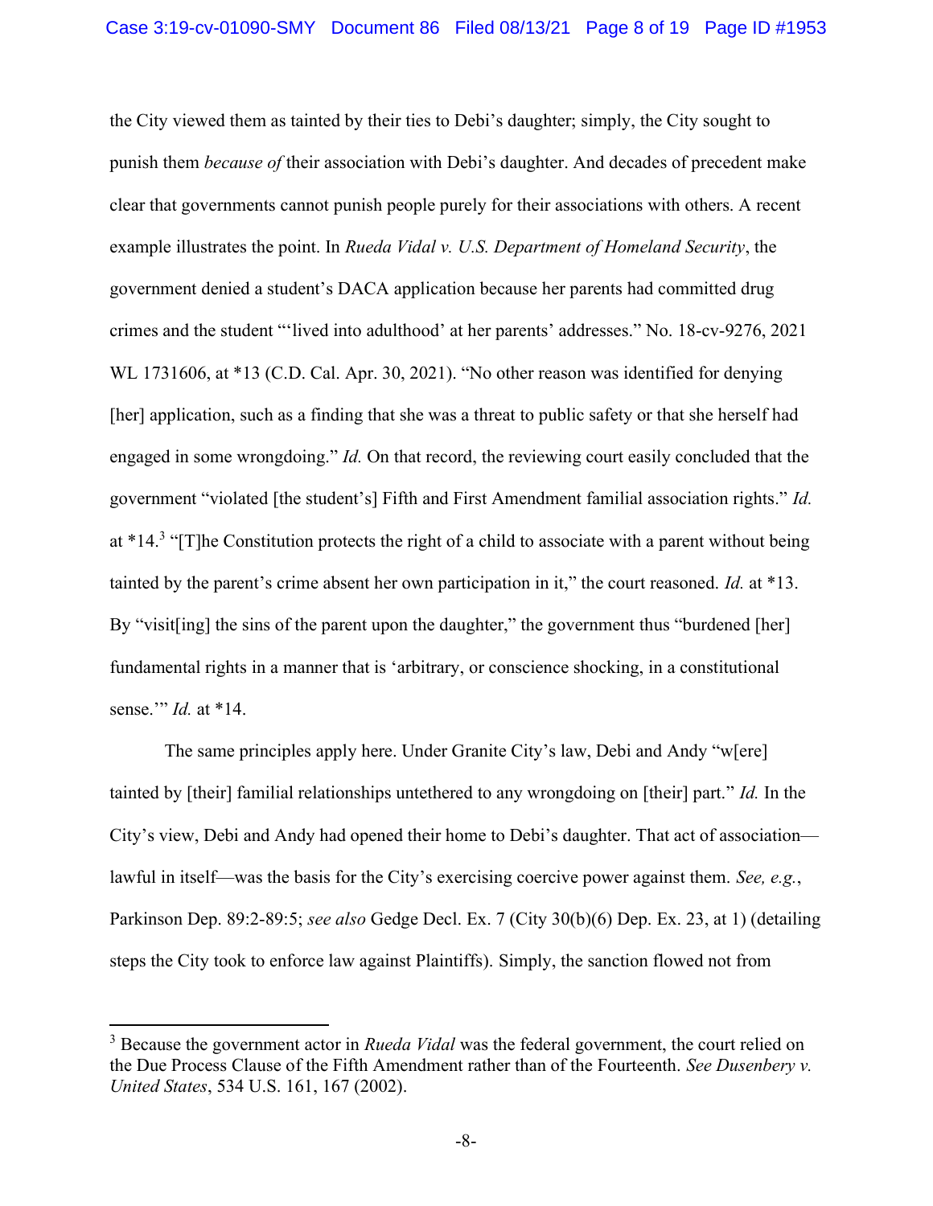the City viewed them as tainted by their ties to Debi's daughter; simply, the City sought to punish them *because of* their association with Debi's daughter. And decades of precedent make clear that governments cannot punish people purely for their associations with others. A recent example illustrates the point. In *Rueda Vidal v. U.S. Department of Homeland Security*, the government denied a student's DACA application because her parents had committed drug crimes and the student "'lived into adulthood' at her parents' addresses." No. 18-cv-9276, 2021 WL 1731606, at *13 (C.D. Cal. Apr. 30, 2021). "No other reason was identified for denying [her] application, such as a finding that she was a threat to public safety or that she herself had engaged in some wrongdoing." *Id.* On that record, the reviewing court easily concluded that the government "violated [the student's] Fifth and First Amendment familial association rights." *Id.* at *14.[3] "[T]he Constitution protects the right of a child to associate with a parent without being tainted by the parent's crime absent her own participation in it," the court reasoned. *Id.* at *13. By "visit[ing] the sins of the parent upon the daughter," the government thus "burdened [her] fundamental rights in a manner that is 'arbitrary, or conscience shocking, in a constitutional sense.'" *Id.* at *14.

The same principles apply here. Under Granite City's law, Debi and Andy "w[ere] tainted by [their] familial relationships untethered to any wrongdoing on [their] part." *Id.* In the City's view, Debi and Andy had opened their home to Debi's daughter. That act of association—lawful in itself—was the basis for the City's exercising coercive power against them. *See, e.g.*, Parkinson Dep. 89:2-89:5; *see also* Gedge Decl. Ex. 7 (City 30(b)(6) Dep. Ex. 23, at 1) (detailing steps the City took to enforce law against Plaintiffs). Simply, the sanction flowed not from

---

[3] Because the government actor in *Rueda Vidal* was the federal government, the court relied on the Due Process Clause of the Fifth Amendment rather than of the Fourteenth. *See Dusenbery v. United States*, 534 U.S. 161, 167 (2002).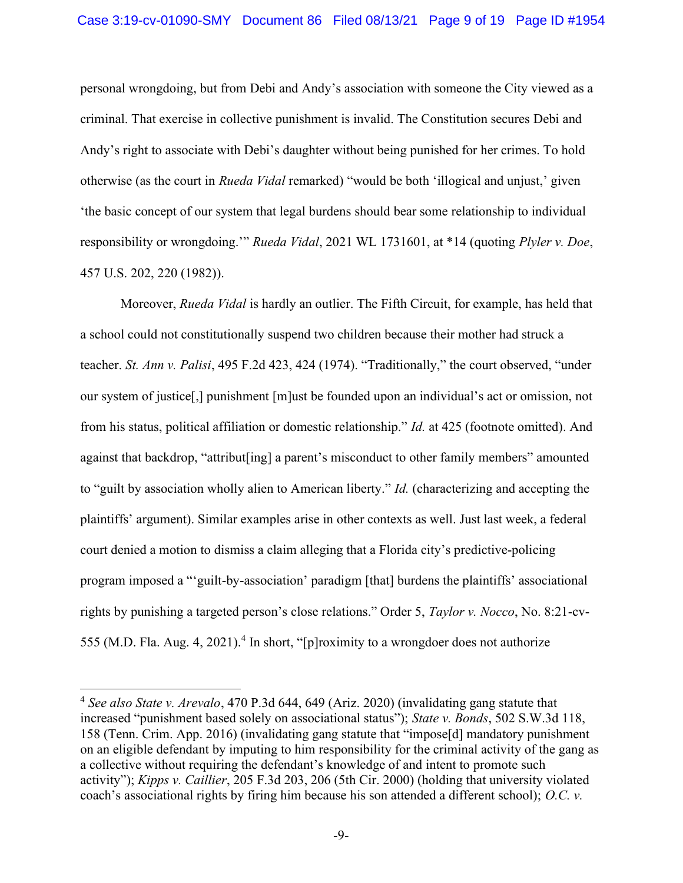personal wrongdoing, but from Debi and Andy's association with someone the City viewed as a criminal. That exercise in collective punishment is invalid. The Constitution secures Debi and Andy's right to associate with Debi's daughter without being punished for her crimes. To hold otherwise (as the court in *Rueda Vidal* remarked) "would be both 'illogical and unjust,' given 'the basic concept of our system that legal burdens should bear some relationship to individual responsibility or wrongdoing.'" *Rueda Vidal*, 2021 WL 1731601, at *14 (quoting *Plyler v. Doe*, 457 U.S. 202, 220 (1982)).

Moreover, *Rueda Vidal* is hardly an outlier. The Fifth Circuit, for example, has held that a school could not constitutionally suspend two children because their mother had struck a teacher. *St. Ann v. Palisi*, 495 F.2d 423, 424 (1974). "Traditionally," the court observed, "under our system of justice[,] punishment [m]ust be founded upon an individual's act or omission, not from his status, political affiliation or domestic relationship." *Id.* at 425 (footnote omitted). And against that backdrop, "attribut[ing] a parent's misconduct to other family members" amounted to "guilt by association wholly alien to American liberty." *Id.* (characterizing and accepting the plaintiffs' argument). Similar examples arise in other contexts as well. Just last week, a federal court denied a motion to dismiss a claim alleging that a Florida city's predictive-policing program imposed a "'guilt-by-association' paradigm [that] burdens the plaintiffs' associational rights by punishing a targeted person's close relations." Order 5, *Taylor v. Nocco*, No. 8:21-cv-555 (M.D. Fla. Aug. 4, 2021).[4] In short, "[p]roximity to a wrongdoer does not authorize

---

[4] *See also State v. Arevalo*, 470 P.3d 644, 649 (Ariz. 2020) (invalidating gang statute that increased "punishment based solely on associational status"); *State v. Bonds*, 502 S.W.3d 118, 158 (Tenn. Crim. App. 2016) (invalidating gang statute that "impose[d] mandatory punishment on an eligible defendant by imputing to him responsibility for the criminal activity of the gang as a collective without requiring the defendant's knowledge of and intent to promote such activity"); *Kipps v. Caillier*, 205 F.3d 203, 206 (5th Cir. 2000) (holding that university violated coach's associational rights by firing him because his son attended a different school); *O.C. v.*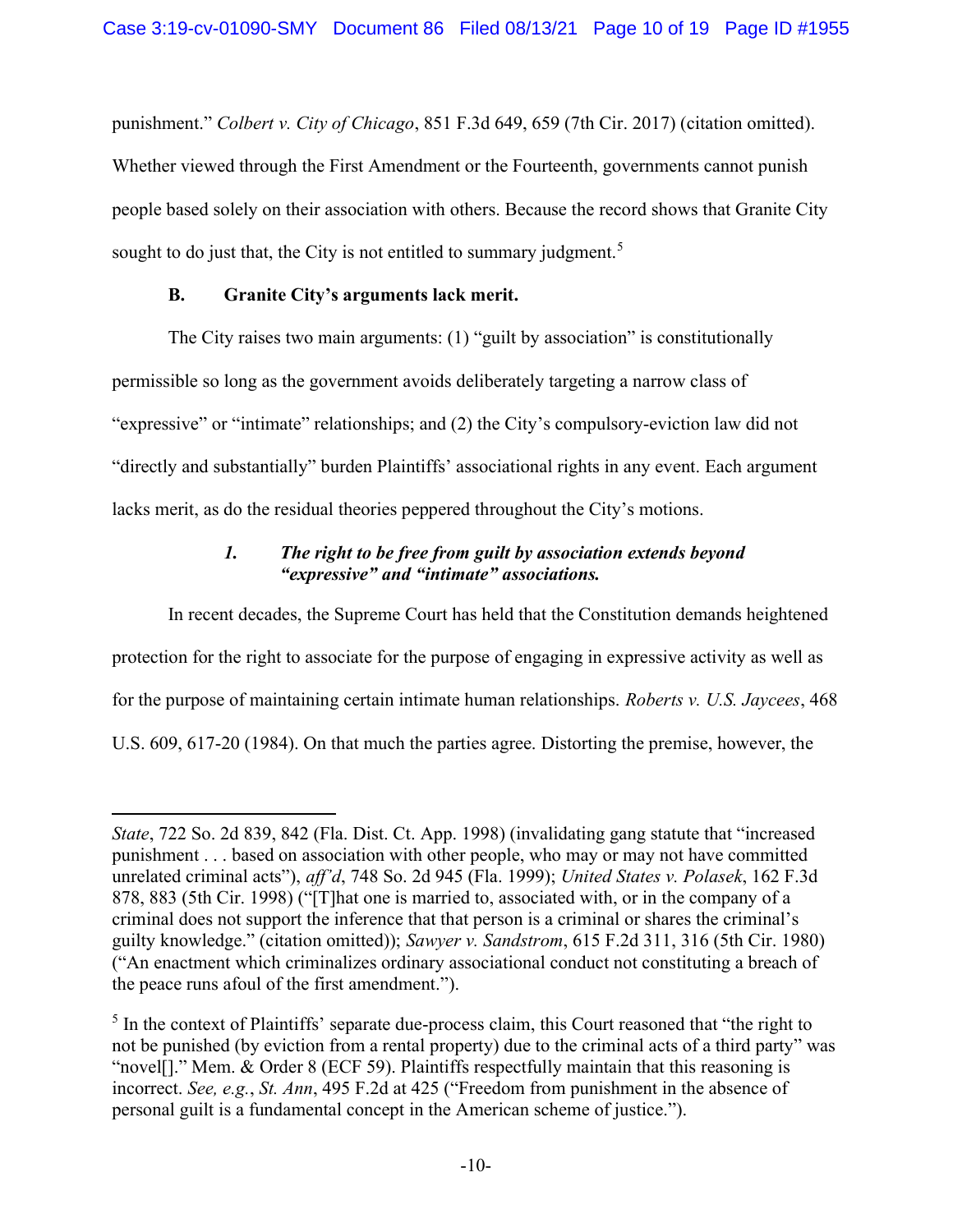punishment." *Colbert v. City of Chicago*, 851 F.3d 649, 659 (7th Cir. 2017) (citation omitted). Whether viewed through the First Amendment or the Fourteenth, governments cannot punish people based solely on their association with others. Because the record shows that Granite City sought to do just that, the City is not entitled to summary judgment.[5]

### B. Granite City's arguments lack merit.

The City raises two main arguments: (1) "guilt by association" is constitutionally permissible so long as the government avoids deliberately targeting a narrow class of "expressive" or "intimate" relationships; and (2) the City's compulsory-eviction law did not "directly and substantially" burden Plaintiffs' associational rights in any event. Each argument lacks merit, as do the residual theories peppered throughout the City's motions.

#### *1. The right to be free from guilt by association extends beyond "expressive" and "intimate" associations.*

In recent decades, the Supreme Court has held that the Constitution demands heightened protection for the right to associate for the purpose of engaging in expressive activity as well as for the purpose of maintaining certain intimate human relationships. *Roberts v. U.S. Jaycees*, 468 U.S. 609, 617-20 (1984). On that much the parties agree. Distorting the premise, however, the

---

*State*, 722 So. 2d 839, 842 (Fla. Dist. Ct. App. 1998) (invalidating gang statute that "increased punishment . . . based on association with other people, who may or may not have committed unrelated criminal acts"), *aff'd*, 748 So. 2d 945 (Fla. 1999); *United States v. Polasek*, 162 F.3d 878, 883 (5th Cir. 1998) ("[T]hat one is married to, associated with, or in the company of a criminal does not support the inference that that person is a criminal or shares the criminal's guilty knowledge." (citation omitted)); *Sawyer v. Sandstrom*, 615 F.2d 311, 316 (5th Cir. 1980) ("An enactment which criminalizes ordinary associational conduct not constituting a breach of the peace runs afoul of the first amendment.").

[5] In the context of Plaintiffs' separate due-process claim, this Court reasoned that "the right to not be punished (by eviction from a rental property) due to the criminal acts of a third party" was "novel[]." Mem. & Order 8 (ECF 59). Plaintiffs respectfully maintain that this reasoning is incorrect. *See, e.g.*, *St. Ann*, 495 F.2d at 425 ("Freedom from punishment in the absence of personal guilt is a fundamental concept in the American scheme of justice.").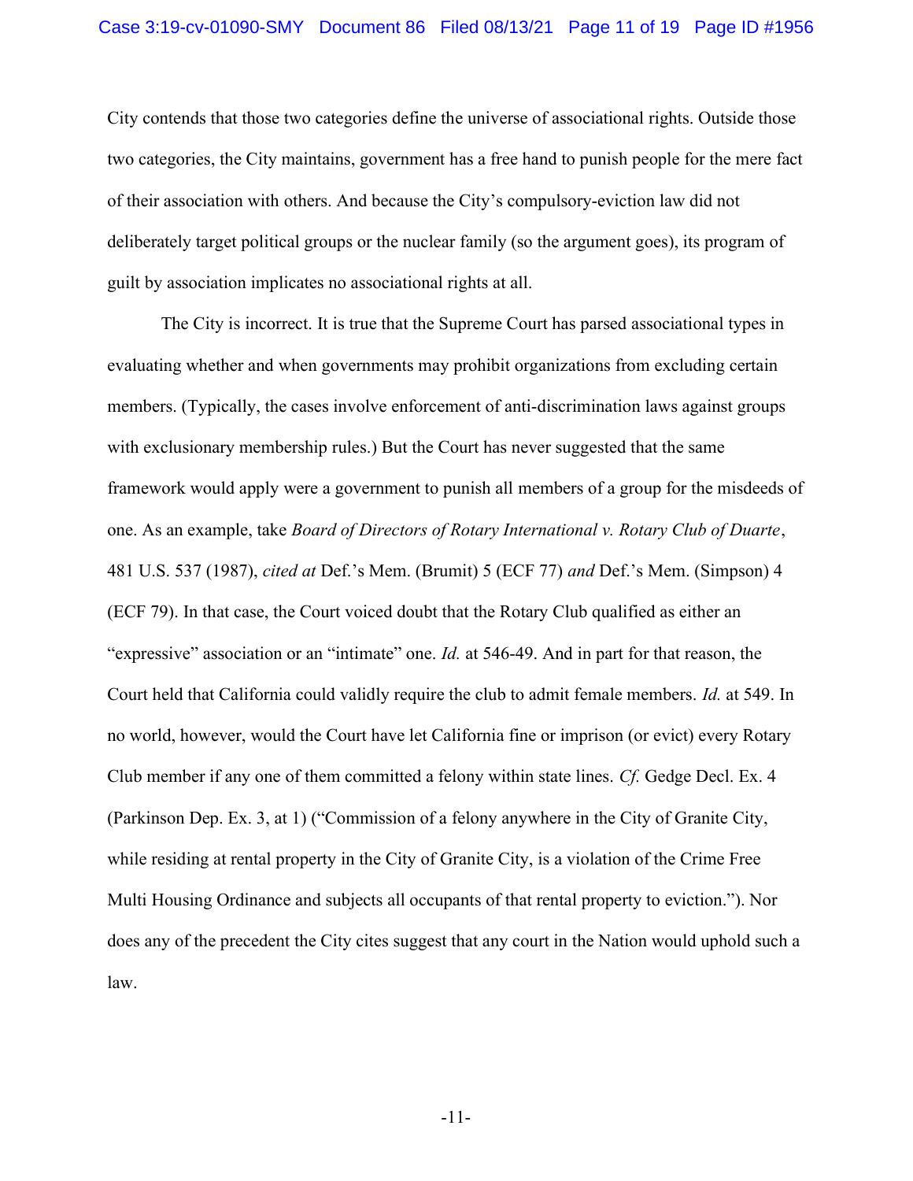City contends that those two categories define the universe of associational rights. Outside those two categories, the City maintains, government has a free hand to punish people for the mere fact of their association with others. And because the City's compulsory-eviction law did not deliberately target political groups or the nuclear family (so the argument goes), its program of guilt by association implicates no associational rights at all.

The City is incorrect. It is true that the Supreme Court has parsed associational types in evaluating whether and when governments may prohibit organizations from excluding certain members. (Typically, the cases involve enforcement of anti-discrimination laws against groups with exclusionary membership rules.) But the Court has never suggested that the same framework would apply were a government to punish all members of a group for the misdeeds of one. As an example, take *Board of Directors of Rotary International v. Rotary Club of Duarte*, 481 U.S. 537 (1987), *cited at* Def.'s Mem. (Brumit) 5 (ECF 77) *and* Def.'s Mem. (Simpson) 4 (ECF 79). In that case, the Court voiced doubt that the Rotary Club qualified as either an "expressive" association or an "intimate" one. *Id.* at 546-49. And in part for that reason, the Court held that California could validly require the club to admit female members. *Id.* at 549. In no world, however, would the Court have let California fine or imprison (or evict) every Rotary Club member if any one of them committed a felony within state lines. *Cf.* Gedge Decl. Ex. 4 (Parkinson Dep. Ex. 3, at 1) ("Commission of a felony anywhere in the City of Granite City, while residing at rental property in the City of Granite City, is a violation of the Crime Free Multi Housing Ordinance and subjects all occupants of that rental property to eviction."). Nor does any of the precedent the City cites suggest that any court in the Nation would uphold such a law.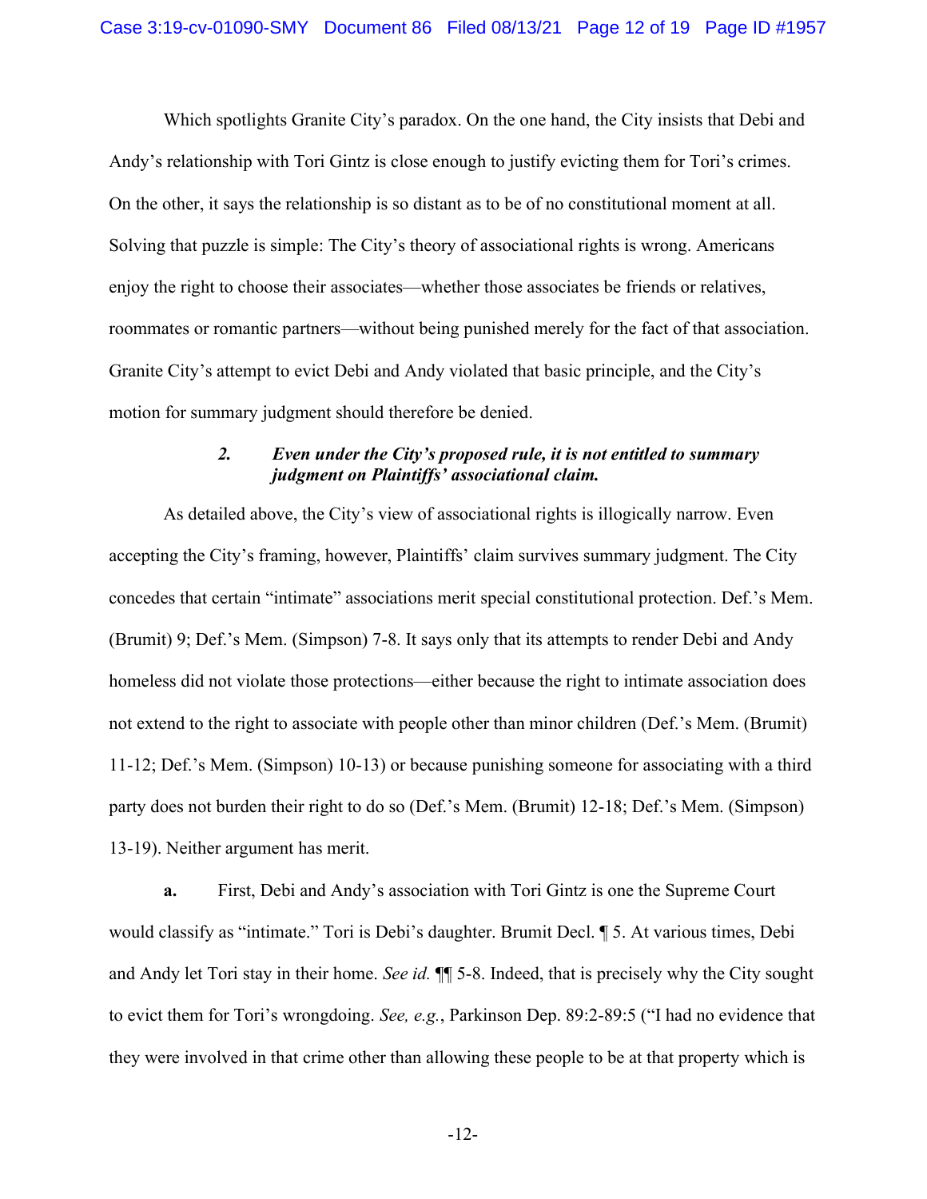Which spotlights Granite City's paradox. On the one hand, the City insists that Debi and Andy's relationship with Tori Gintz is close enough to justify evicting them for Tori's crimes. On the other, it says the relationship is so distant as to be of no constitutional moment at all. Solving that puzzle is simple: The City's theory of associational rights is wrong. Americans enjoy the right to choose their associates—whether those associates be friends or relatives, roommates or romantic partners—without being punished merely for the fact of that association. Granite City's attempt to evict Debi and Andy violated that basic principle, and the City's motion for summary judgment should therefore be denied.

### 2. *Even under the City's proposed rule, it is not entitled to summary judgment on Plaintiffs' associational claim.*

As detailed above, the City's view of associational rights is illogically narrow. Even accepting the City's framing, however, Plaintiffs' claim survives summary judgment. The City concedes that certain "intimate" associations merit special constitutional protection. Def.'s Mem. (Brumit) 9; Def.'s Mem. (Simpson) 7-8. It says only that its attempts to render Debi and Andy homeless did not violate those protections—either because the right to intimate association does not extend to the right to associate with people other than minor children (Def.'s Mem. (Brumit) 11-12; Def.'s Mem. (Simpson) 10-13) or because punishing someone for associating with a third party does not burden their right to do so (Def.'s Mem. (Brumit) 12-18; Def.'s Mem. (Simpson) 13-19). Neither argument has merit.

**a.** First, Debi and Andy's association with Tori Gintz is one the Supreme Court would classify as "intimate." Tori is Debi's daughter. Brumit Decl. ¶ 5. At various times, Debi and Andy let Tori stay in their home. *See id.* ¶¶ 5-8. Indeed, that is precisely why the City sought to evict them for Tori's wrongdoing. *See, e.g.*, Parkinson Dep. 89:2-89:5 ("I had no evidence that they were involved in that crime other than allowing these people to be at that property which is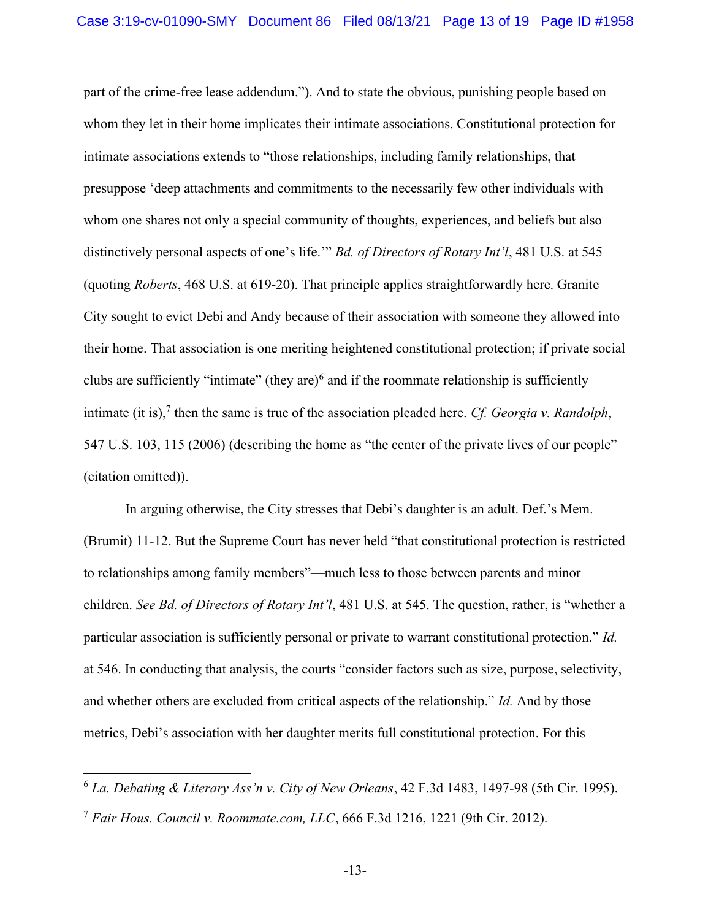part of the crime-free lease addendum."). And to state the obvious, punishing people based on whom they let in their home implicates their intimate associations. Constitutional protection for intimate associations extends to "those relationships, including family relationships, that presuppose 'deep attachments and commitments to the necessarily few other individuals with whom one shares not only a special community of thoughts, experiences, and beliefs but also distinctively personal aspects of one's life.'" *Bd. of Directors of Rotary Int'l*, 481 U.S. at 545 (quoting *Roberts*, 468 U.S. at 619-20). That principle applies straightforwardly here. Granite City sought to evict Debi and Andy because of their association with someone they allowed into their home. That association is one meriting heightened constitutional protection; if private social clubs are sufficiently "intimate" (they are)[6] and if the roommate relationship is sufficiently intimate (it is),[7] then the same is true of the association pleaded here. *Cf. Georgia v. Randolph*, 547 U.S. 103, 115 (2006) (describing the home as "the center of the private lives of our people" (citation omitted)).

In arguing otherwise, the City stresses that Debi's daughter is an adult. Def.'s Mem. (Brumit) 11-12. But the Supreme Court has never held "that constitutional protection is restricted to relationships among family members"—much less to those between parents and minor children. *See Bd. of Directors of Rotary Int'l*, 481 U.S. at 545. The question, rather, is "whether a particular association is sufficiently personal or private to warrant constitutional protection." *Id.* at 546. In conducting that analysis, the courts "consider factors such as size, purpose, selectivity, and whether others are excluded from critical aspects of the relationship." *Id.* And by those metrics, Debi's association with her daughter merits full constitutional protection. For this

---

[6] *La. Debating & Literary Ass'n v. City of New Orleans*, 42 F.3d 1483, 1497-98 (5th Cir. 1995).

[7] *Fair Hous. Council v. Roommate.com, LLC*, 666 F.3d 1216, 1221 (9th Cir. 2012).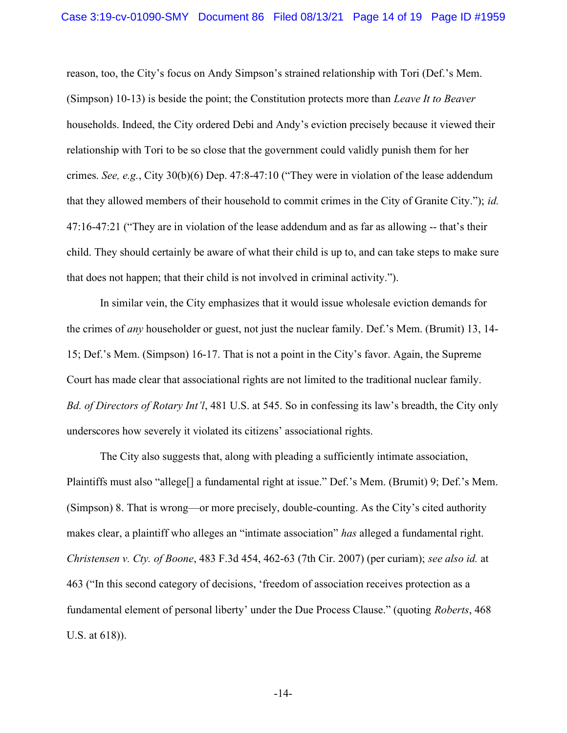reason, too, the City's focus on Andy Simpson's strained relationship with Tori (Def.'s Mem. (Simpson) 10-13) is beside the point; the Constitution protects more than *Leave It to Beaver* households. Indeed, the City ordered Debi and Andy's eviction precisely because it viewed their relationship with Tori to be so close that the government could validly punish them for her crimes. *See, e.g.*, City 30(b)(6) Dep. 47:8-47:10 ("They were in violation of the lease addendum that they allowed members of their household to commit crimes in the City of Granite City."); *id.* 47:16-47:21 ("They are in violation of the lease addendum and as far as allowing -- that's their child. They should certainly be aware of what their child is up to, and can take steps to make sure that does not happen; that their child is not involved in criminal activity.").

In similar vein, the City emphasizes that it would issue wholesale eviction demands for the crimes of *any* householder or guest, not just the nuclear family. Def.'s Mem. (Brumit) 13, 14-15; Def.'s Mem. (Simpson) 16-17. That is not a point in the City's favor. Again, the Supreme Court has made clear that associational rights are not limited to the traditional nuclear family. *Bd. of Directors of Rotary Int'l*, 481 U.S. at 545. So in confessing its law's breadth, the City only underscores how severely it violated its citizens' associational rights.

The City also suggests that, along with pleading a sufficiently intimate association, Plaintiffs must also "allege[] a fundamental right at issue." Def.'s Mem. (Brumit) 9; Def.'s Mem. (Simpson) 8. That is wrong—or more precisely, double-counting. As the City's cited authority makes clear, a plaintiff who alleges an "intimate association" *has* alleged a fundamental right. *Christensen v. Cty. of Boone*, 483 F.3d 454, 462-63 (7th Cir. 2007) (per curiam); *see also id.* at 463 ("In this second category of decisions, 'freedom of association receives protection as a fundamental element of personal liberty' under the Due Process Clause." (quoting *Roberts*, 468 U.S. at 618)).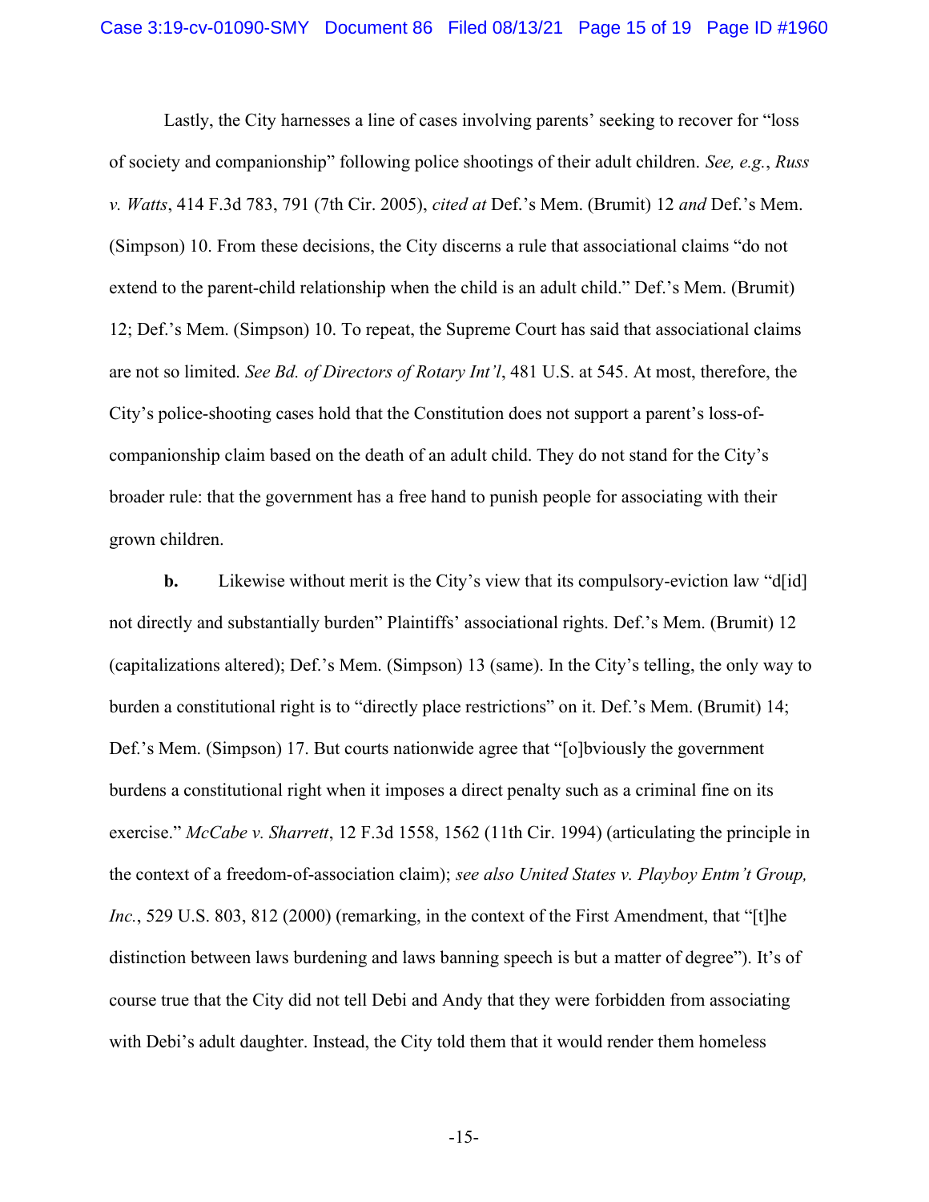Lastly, the City harnesses a line of cases involving parents' seeking to recover for "loss of society and companionship" following police shootings of their adult children. *See, e.g.*, *Russ v. Watts*, 414 F.3d 783, 791 (7th Cir. 2005), *cited at* Def.'s Mem. (Brumit) 12 *and* Def.'s Mem. (Simpson) 10. From these decisions, the City discerns a rule that associational claims "do not extend to the parent-child relationship when the child is an adult child." Def.'s Mem. (Brumit) 12; Def.'s Mem. (Simpson) 10. To repeat, the Supreme Court has said that associational claims are not so limited. *See Bd. of Directors of Rotary Int'l*, 481 U.S. at 545. At most, therefore, the City's police-shooting cases hold that the Constitution does not support a parent's loss-of-companionship claim based on the death of an adult child. They do not stand for the City's broader rule: that the government has a free hand to punish people for associating with their grown children.

**b.** Likewise without merit is the City's view that its compulsory-eviction law "d[id] not directly and substantially burden" Plaintiffs' associational rights. Def.'s Mem. (Brumit) 12 (capitalizations altered); Def.'s Mem. (Simpson) 13 (same). In the City's telling, the only way to burden a constitutional right is to "directly place restrictions" on it. Def.'s Mem. (Brumit) 14; Def.'s Mem. (Simpson) 17. But courts nationwide agree that "[o]bviously the government burdens a constitutional right when it imposes a direct penalty such as a criminal fine on its exercise." *McCabe v. Sharrett*, 12 F.3d 1558, 1562 (11th Cir. 1994) (articulating the principle in the context of a freedom-of-association claim); *see also United States v. Playboy Entm't Group, Inc.*, 529 U.S. 803, 812 (2000) (remarking, in the context of the First Amendment, that "[t]he distinction between laws burdening and laws banning speech is but a matter of degree"). It's of course true that the City did not tell Debi and Andy that they were forbidden from associating with Debi's adult daughter. Instead, the City told them that it would render them homeless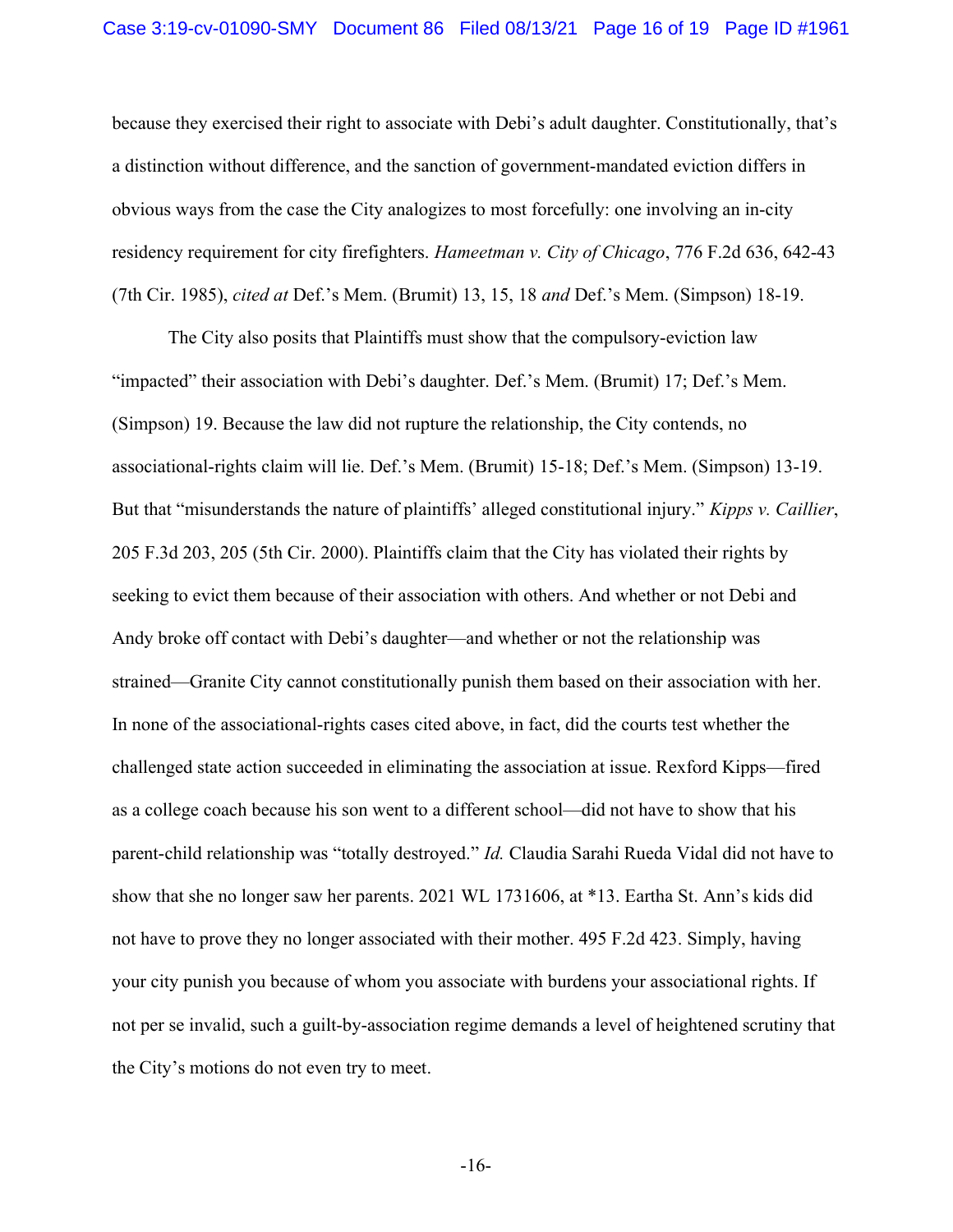because they exercised their right to associate with Debi's adult daughter. Constitutionally, that's a distinction without difference, and the sanction of government-mandated eviction differs in obvious ways from the case the City analogizes to most forcefully: one involving an in-city residency requirement for city firefighters. *Hameetman v. City of Chicago*, 776 F.2d 636, 642-43 (7th Cir. 1985), *cited at* Def.'s Mem. (Brumit) 13, 15, 18 *and* Def.'s Mem. (Simpson) 18-19.

The City also posits that Plaintiffs must show that the compulsory-eviction law "impacted" their association with Debi's daughter. Def.'s Mem. (Brumit) 17; Def.'s Mem. (Simpson) 19. Because the law did not rupture the relationship, the City contends, no associational-rights claim will lie. Def.'s Mem. (Brumit) 15-18; Def.'s Mem. (Simpson) 13-19. But that "misunderstands the nature of plaintiffs' alleged constitutional injury." *Kipps v. Caillier*, 205 F.3d 203, 205 (5th Cir. 2000). Plaintiffs claim that the City has violated their rights by seeking to evict them because of their association with others. And whether or not Debi and Andy broke off contact with Debi's daughter—and whether or not the relationship was strained—Granite City cannot constitutionally punish them based on their association with her. In none of the associational-rights cases cited above, in fact, did the courts test whether the challenged state action succeeded in eliminating the association at issue. Rexford Kipps—fired as a college coach because his son went to a different school—did not have to show that his parent-child relationship was "totally destroyed." *Id.* Claudia Sarahi Rueda Vidal did not have to show that she no longer saw her parents. 2021 WL 1731606, at *13. Eartha St. Ann's kids did not have to prove they no longer associated with their mother. 495 F.2d 423. Simply, having your city punish you because of whom you associate with burdens your associational rights. If not per se invalid, such a guilt-by-association regime demands a level of heightened scrutiny that the City's motions do not even try to meet.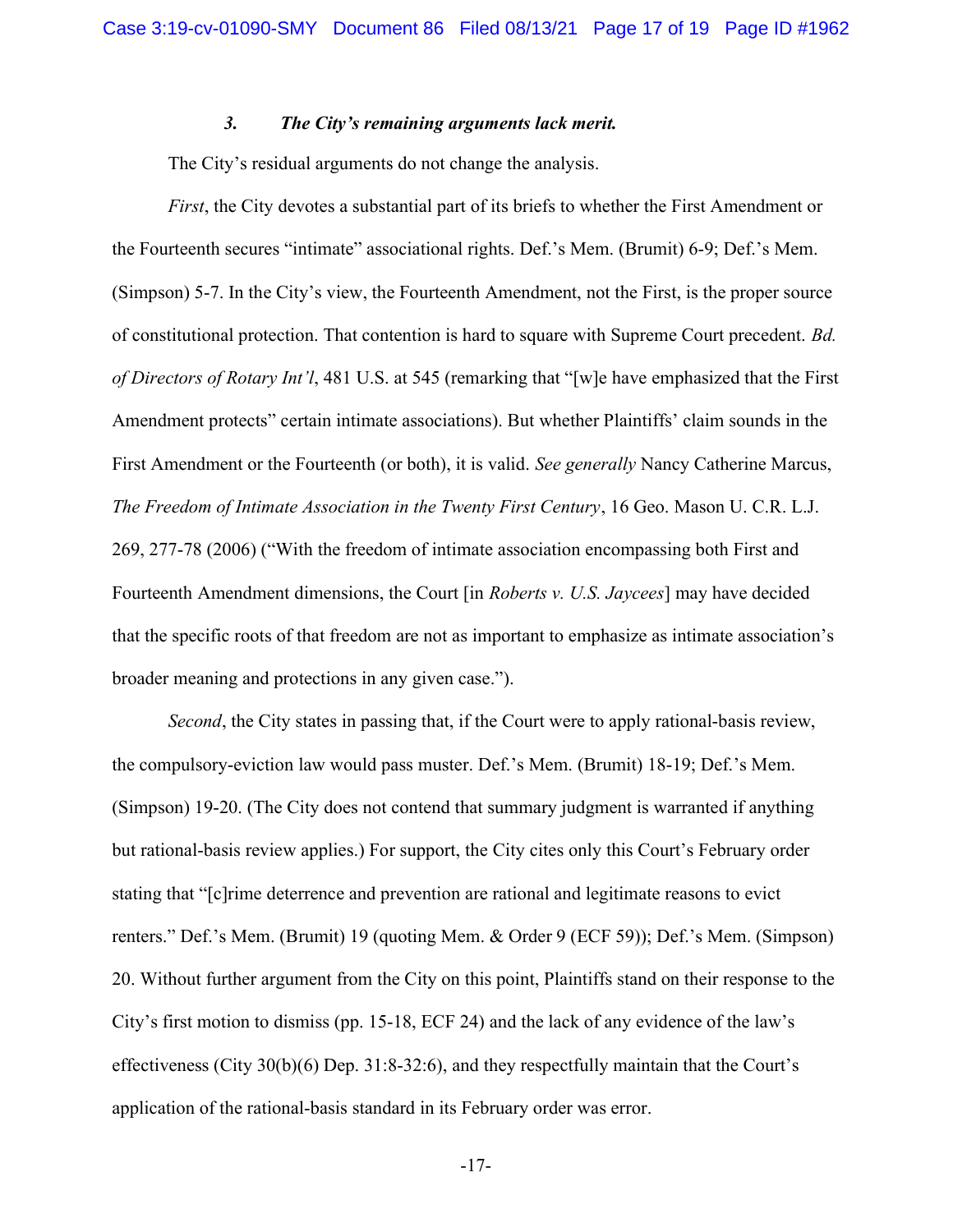### 3. *The City's remaining arguments lack merit.*

The City's residual arguments do not change the analysis.

*First*, the City devotes a substantial part of its briefs to whether the First Amendment or the Fourteenth secures "intimate" associational rights. Def.'s Mem. (Brumit) 6-9; Def.'s Mem. (Simpson) 5-7. In the City's view, the Fourteenth Amendment, not the First, is the proper source of constitutional protection. That contention is hard to square with Supreme Court precedent. *Bd. of Directors of Rotary Int'l*, 481 U.S. at 545 (remarking that "[w]e have emphasized that the First Amendment protects" certain intimate associations). But whether Plaintiffs' claim sounds in the First Amendment or the Fourteenth (or both), it is valid. *See generally* Nancy Catherine Marcus, *The Freedom of Intimate Association in the Twenty First Century*, 16 Geo. Mason U. C.R. L.J. 269, 277-78 (2006) ("With the freedom of intimate association encompassing both First and Fourteenth Amendment dimensions, the Court [in *Roberts v. U.S. Jaycees*] may have decided that the specific roots of that freedom are not as important to emphasize as intimate association's broader meaning and protections in any given case.").

*Second*, the City states in passing that, if the Court were to apply rational-basis review, the compulsory-eviction law would pass muster. Def.'s Mem. (Brumit) 18-19; Def.'s Mem. (Simpson) 19-20. (The City does not contend that summary judgment is warranted if anything but rational-basis review applies.) For support, the City cites only this Court's February order stating that "[c]rime deterrence and prevention are rational and legitimate reasons to evict renters." Def.'s Mem. (Brumit) 19 (quoting Mem. & Order 9 (ECF 59)); Def.'s Mem. (Simpson) 20. Without further argument from the City on this point, Plaintiffs stand on their response to the City's first motion to dismiss (pp. 15-18, ECF 24) and the lack of any evidence of the law's effectiveness (City 30(b)(6) Dep. 31:8-32:6), and they respectfully maintain that the Court's application of the rational-basis standard in its February order was error.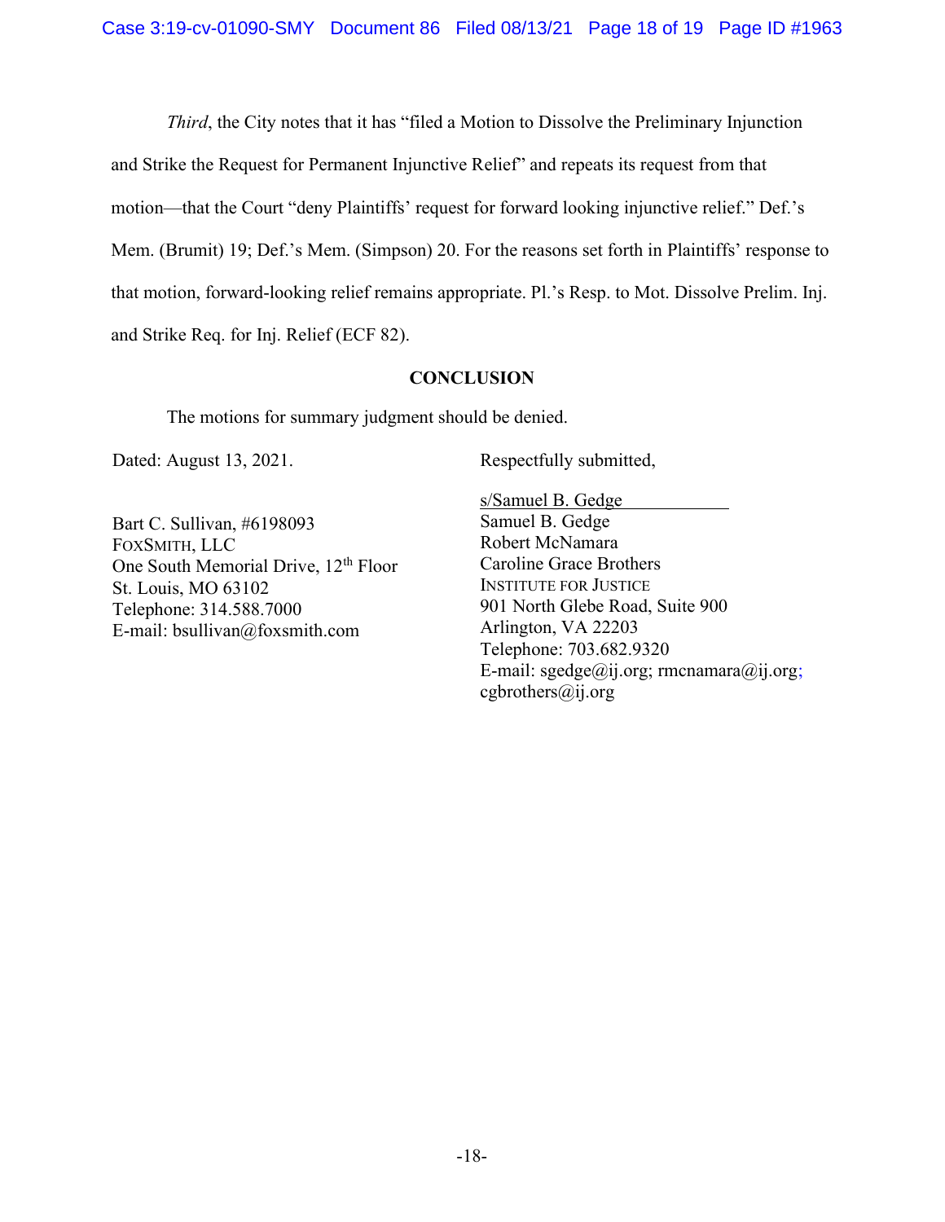*Third*, the City notes that it has "filed a Motion to Dissolve the Preliminary Injunction and Strike the Request for Permanent Injunctive Relief" and repeats its request from that motion—that the Court "deny Plaintiffs' request for forward looking injunctive relief." Def.'s Mem. (Brumit) 19; Def.'s Mem. (Simpson) 20. For the reasons set forth in Plaintiffs' response to that motion, forward-looking relief remains appropriate. Pl.'s Resp. to Mot. Dissolve Prelim. Inj. and Strike Req. for Inj. Relief (ECF 82).

## CONCLUSION

The motions for summary judgment should be denied.

Dated: August 13, 2021.

Respectfully submitted,

s/Samuel B. Gedge
Samuel B. Gedge
Robert McNamara
Caroline Grace Brothers
INSTITUTE FOR JUSTICE
901 North Glebe Road, Suite 900
Arlington, VA 22203
Telephone: 703.682.9320
E-mail: sgedge@ij.org; rmcnamara@ij.org; cgbrothers@ij.org

Bart C. Sullivan, #6198093
FOXSMITH, LLC
One South Memorial Drive, 12th Floor
St. Louis, MO 63102
Telephone: 314.588.7000
E-mail: bsullivan@foxsmith.com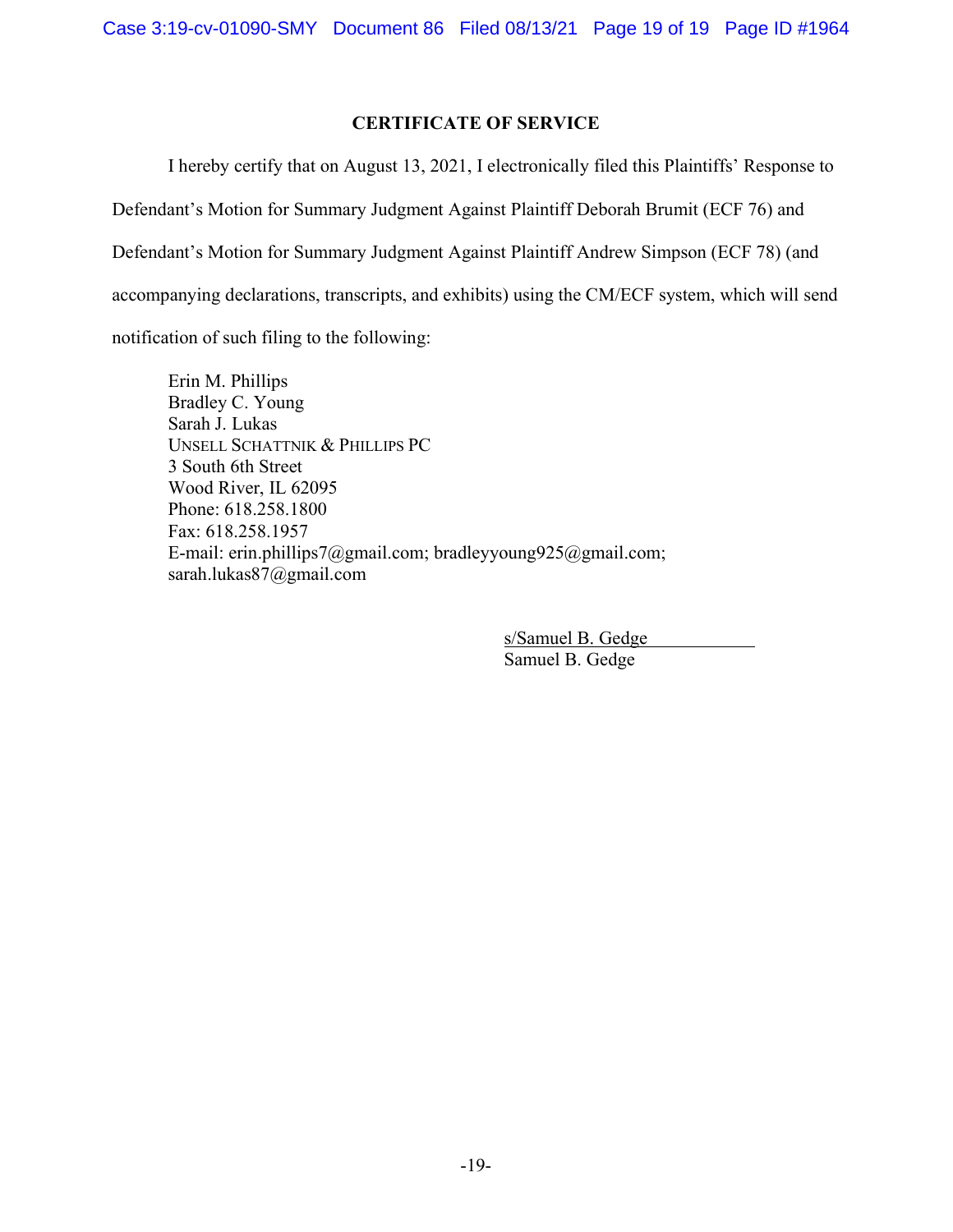## CERTIFICATE OF SERVICE

I hereby certify that on August 13, 2021, I electronically filed this Plaintiffs' Response to Defendant's Motion for Summary Judgment Against Plaintiff Deborah Brumit (ECF 76) and Defendant's Motion for Summary Judgment Against Plaintiff Andrew Simpson (ECF 78) (and accompanying declarations, transcripts, and exhibits) using the CM/ECF system, which will send notification of such filing to the following:

Erin M. Phillips  
Bradley C. Young  
Sarah J. Lukas  
UNSELL SCHATTNIK & PHILLIPS PC  
3 South 6th Street  
Wood River, IL 62095  
Phone: 618.258.1800  
Fax: 618.258.1957  
E-mail: erin.phillips7@gmail.com; bradleyyoung925@gmail.com; sarah.lukas87@gmail.com

s/Samuel B. Gedge  
Samuel B. Gedge